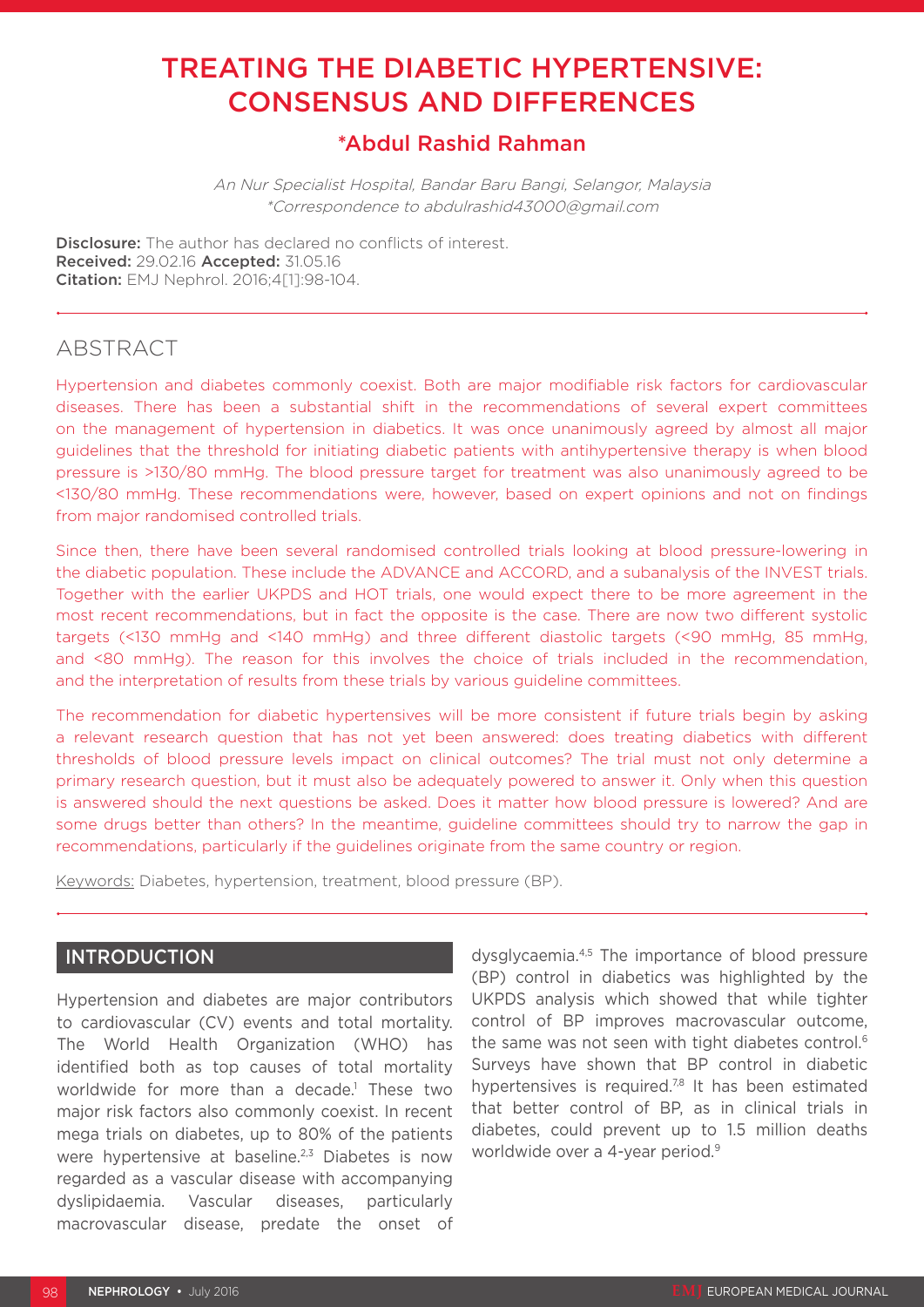# TREATING THE DIABETIC HYPERTENSIVE: CONSENSUS AND DIFFERENCES

## *Abdul Rashid Rahman

*An Nur Specialist Hospital, Bandar Baru Bangi, Selangor, Malaysia*
*\*Correspondence to abdulrashid43000@gmail.com*

**Disclosure:** The author has declared no conflicts of interest.
**Received:** 29.02.16 **Accepted:** 31.05.16
**Citation:** EMJ Nephrol. 2016;4[1]:98-104.

## ABSTRACT

Hypertension and diabetes commonly coexist. Both are major modifiable risk factors for cardiovascular diseases. There has been a substantial shift in the recommendations of several expert committees on the management of hypertension in diabetics. It was once unanimously agreed by almost all major guidelines that the threshold for initiating diabetic patients with antihypertensive therapy is when blood pressure is >130/80 mmHg. The blood pressure target for treatment was also unanimously agreed to be <130/80 mmHg. These recommendations were, however, based on expert opinions and not on findings from major randomised controlled trials.

Since then, there have been several randomised controlled trials looking at blood pressure-lowering in the diabetic population. These include the ADVANCE and ACCORD, and a subanalysis of the INVEST trials. Together with the earlier UKPDS and HOT trials, one would expect there to be more agreement in the most recent recommendations, but in fact the opposite is the case. There are now two different systolic targets (<130 mmHg and <140 mmHg) and three different diastolic targets (<90 mmHg, 85 mmHg, and <80 mmHg). The reason for this involves the choice of trials included in the recommendation, and the interpretation of results from these trials by various guideline committees.

The recommendation for diabetic hypertensives will be more consistent if future trials begin by asking a relevant research question that has not yet been answered: does treating diabetics with different thresholds of blood pressure levels impact on clinical outcomes? The trial must not only determine a primary research question, but it must also be adequately powered to answer it. Only when this question is answered should the next questions be asked. Does it matter how blood pressure is lowered? And are some drugs better than others? In the meantime, guideline committees should try to narrow the gap in recommendations, particularly if the guidelines originate from the same country or region.

Keywords: Diabetes, hypertension, treatment, blood pressure (BP).

## INTRODUCTION

Hypertension and diabetes are major contributors to cardiovascular (CV) events and total mortality. The World Health Organization (WHO) has identified both as top causes of total mortality worldwide for more than a decade.[1] These two major risk factors also commonly coexist. In recent mega trials on diabetes, up to 80% of the patients were hypertensive at baseline.[2,3] Diabetes is now regarded as a vascular disease with accompanying dyslipidaemia. Vascular diseases, particularly macrovascular disease, predate the onset of dysglycaemia.[4,5] The importance of blood pressure (BP) control in diabetics was highlighted by the UKPDS analysis which showed that while tighter control of BP improves macrovascular outcome, the same was not seen with tight diabetes control.[6] Surveys have shown that BP control in diabetic hypertensives is required.[7,8] It has been estimated that better control of BP, as in clinical trials in diabetes, could prevent up to 1.5 million deaths worldwide over a 4-year period.[9]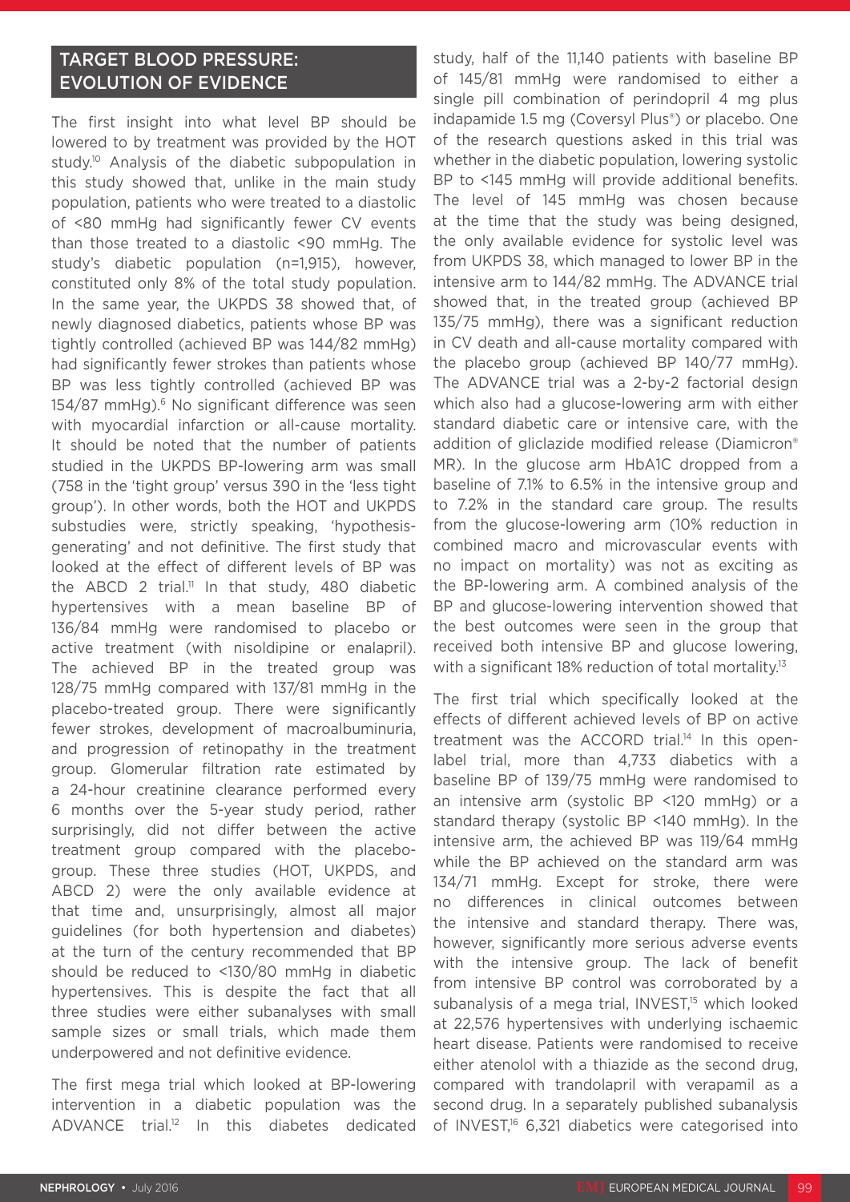## TARGET BLOOD PRESSURE: EVOLUTION OF EVIDENCE

The first insight into what level BP should be lowered to by treatment was provided by the HOT study.[10] Analysis of the diabetic subpopulation in this study showed that, unlike in the main study population, patients who were treated to a diastolic of <80 mmHg had significantly fewer CV events than those treated to a diastolic <90 mmHg. The study's diabetic population (n=1,915), however, constituted only 8% of the total study population. In the same year, the UKPDS 38 showed that, of newly diagnosed diabetics, patients whose BP was tightly controlled (achieved BP was 144/82 mmHg) had significantly fewer strokes than patients whose BP was less tightly controlled (achieved BP was 154/87 mmHg).[6] No significant difference was seen with myocardial infarction or all-cause mortality. It should be noted that the number of patients studied in the UKPDS BP-lowering arm was small (758 in the 'tight group' versus 390 in the 'less tight group'). In other words, both the HOT and UKPDS substudies were, strictly speaking, 'hypothesis-generating' and not definitive. The first study that looked at the effect of different levels of BP was the ABCD 2 trial.[11] In that study, 480 diabetic hypertensives with a mean baseline BP of 136/84 mmHg were randomised to placebo or active treatment (with nisoldipine or enalapril). The achieved BP in the treated group was 128/75 mmHg compared with 137/81 mmHg in the placebo-treated group. There were significantly fewer strokes, development of macroalbuminuria, and progression of retinopathy in the treatment group. Glomerular filtration rate estimated by a 24-hour creatinine clearance performed every 6 months over the 5-year study period, rather surprisingly, did not differ between the active treatment group compared with the placebo-group. These three studies (HOT, UKPDS, and ABCD 2) were the only available evidence at that time and, unsurprisingly, almost all major guidelines (for both hypertension and diabetes) at the turn of the century recommended that BP should be reduced to <130/80 mmHg in diabetic hypertensives. This is despite the fact that all three studies were either subanalyses with small sample sizes or small trials, which made them underpowered and not definitive evidence.

The first mega trial which looked at BP-lowering intervention in a diabetic population was the ADVANCE trial.[12] In this diabetes dedicated study, half of the 11,140 patients with baseline BP of 145/81 mmHg were randomised to either a single pill combination of perindopril 4 mg plus indapamide 1.5 mg (Coversyl Plus®) or placebo. One of the research questions asked in this trial was whether in the diabetic population, lowering systolic BP to <145 mmHg will provide additional benefits. The level of 145 mmHg was chosen because at the time that the study was being designed, the only available evidence for systolic level was from UKPDS 38, which managed to lower BP in the intensive arm to 144/82 mmHg. The ADVANCE trial showed that, in the treated group (achieved BP 135/75 mmHg), there was a significant reduction in CV death and all-cause mortality compared with the placebo group (achieved BP 140/77 mmHg). The ADVANCE trial was a 2-by-2 factorial design which also had a glucose-lowering arm with either standard diabetic care or intensive care, with the addition of gliclazide modified release (Diamicron® MR). In the glucose arm HbA1C dropped from a baseline of 7.1% to 6.5% in the intensive group and to 7.2% in the standard care group. The results from the glucose-lowering arm (10% reduction in combined macro and microvascular events with no impact on mortality) was not as exciting as the BP-lowering arm. A combined analysis of the BP and glucose-lowering intervention showed that the best outcomes were seen in the group that received both intensive BP and glucose lowering, with a significant 18% reduction of total mortality.[13]

The first trial which specifically looked at the effects of different achieved levels of BP on active treatment was the ACCORD trial.[14] In this open-label trial, more than 4,733 diabetics with a baseline BP of 139/75 mmHg were randomised to an intensive arm (systolic BP <120 mmHg) or a standard therapy (systolic BP <140 mmHg). In the intensive arm, the achieved BP was 119/64 mmHg while the BP achieved on the standard arm was 134/71 mmHg. Except for stroke, there were no differences in clinical outcomes between the intensive and standard therapy. There was, however, significantly more serious adverse events with the intensive group. The lack of benefit from intensive BP control was corroborated by a subanalysis of a mega trial, INVEST,[15] which looked at 22,576 hypertensives with underlying ischaemic heart disease. Patients were randomised to receive either atenolol with a thiazide as the second drug, compared with trandolapril with verapamil as a second drug. In a separately published subanalysis of INVEST,[16] 6,321 diabetics were categorised into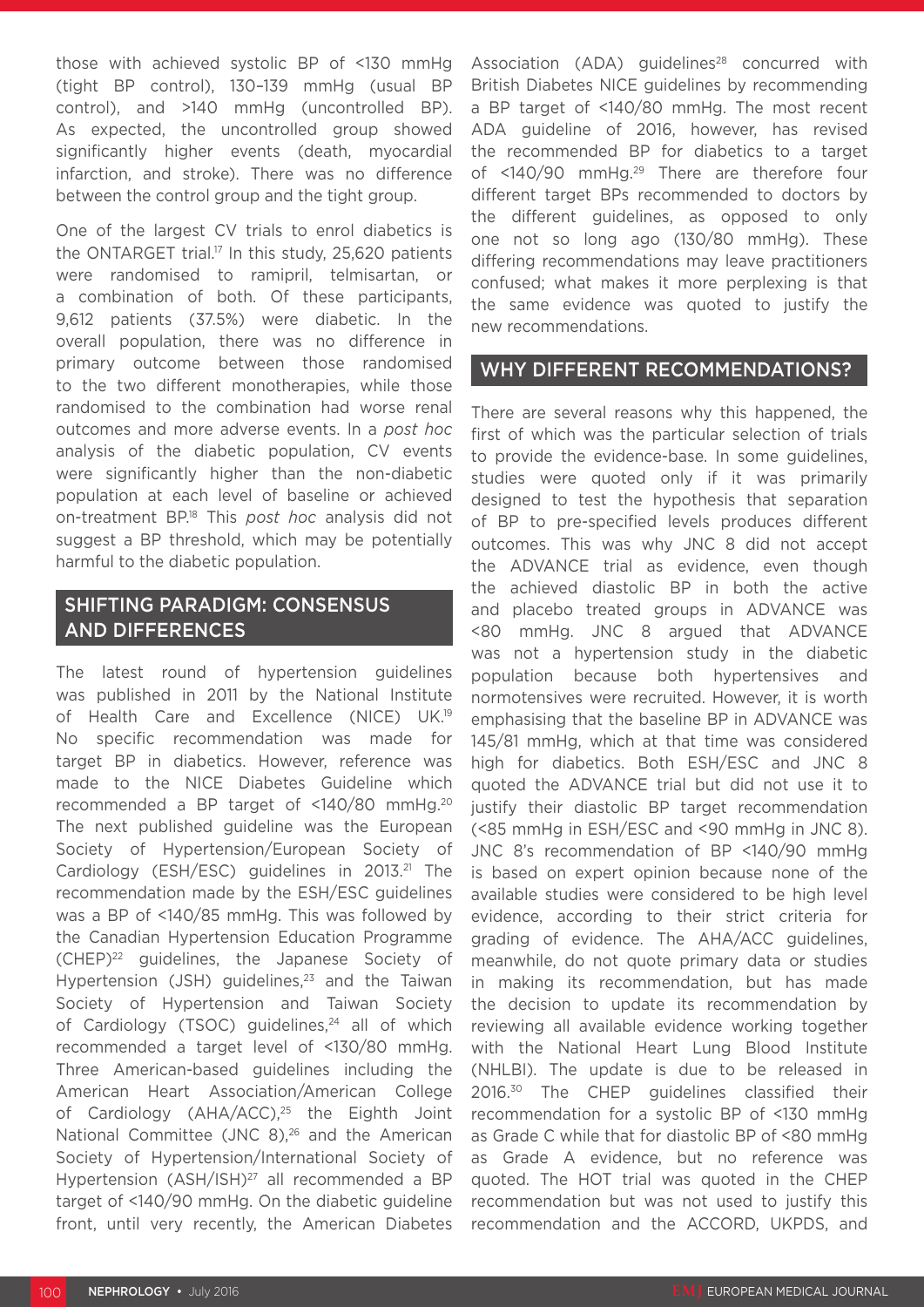those with achieved systolic BP of <130 mmHg (tight BP control), 130–139 mmHg (usual BP control), and >140 mmHg (uncontrolled BP). As expected, the uncontrolled group showed significantly higher events (death, myocardial infarction, and stroke). There was no difference between the control group and the tight group.

One of the largest CV trials to enrol diabetics is the ONTARGET trial.[17] In this study, 25,620 patients were randomised to ramipril, telmisartan, or a combination of both. Of these participants, 9,612 patients (37.5%) were diabetic. In the overall population, there was no difference in primary outcome between those randomised to the two different monotherapies, while those randomised to the combination had worse renal outcomes and more adverse events. In a *post hoc* analysis of the diabetic population, CV events were significantly higher than the non-diabetic population at each level of baseline or achieved on-treatment BP.[18] This *post hoc* analysis did not suggest a BP threshold, which may be potentially harmful to the diabetic population.

## SHIFTING PARADIGM: CONSENSUS AND DIFFERENCES

The latest round of hypertension guidelines was published in 2011 by the National Institute of Health Care and Excellence (NICE) UK.[19] No specific recommendation was made for target BP in diabetics. However, reference was made to the NICE Diabetes Guideline which recommended a BP target of <140/80 mmHg.[20] The next published guideline was the European Society of Hypertension/European Society of Cardiology (ESH/ESC) guidelines in 2013.[21] The recommendation made by the ESH/ESC guidelines was a BP of <140/85 mmHg. This was followed by the Canadian Hypertension Education Programme (CHEP)[22] guidelines, the Japanese Society of Hypertension (JSH) guidelines,[23] and the Taiwan Society of Hypertension and Taiwan Society of Cardiology (TSOC) guidelines,[24] all of which recommended a target level of <130/80 mmHg. Three American-based guidelines including the American Heart Association/American College of Cardiology (AHA/ACC),[25] the Eighth Joint National Committee (JNC 8),[26] and the American Society of Hypertension/International Society of Hypertension (ASH/ISH)[27] all recommended a BP target of <140/90 mmHg. On the diabetic guideline front, until very recently, the American Diabetes Association (ADA) guidelines[28] concurred with British Diabetes NICE guidelines by recommending a BP target of <140/80 mmHg. The most recent ADA guideline of 2016, however, has revised the recommended BP for diabetics to a target of <140/90 mmHg.[29] There are therefore four different target BPs recommended to doctors by the different guidelines, as opposed to only one not so long ago (130/80 mmHg). These differing recommendations may leave practitioners confused; what makes it more perplexing is that the same evidence was quoted to justify the new recommendations.

## WHY DIFFERENT RECOMMENDATIONS?

There are several reasons why this happened, the first of which was the particular selection of trials to provide the evidence-base. In some guidelines, studies were quoted only if it was primarily designed to test the hypothesis that separation of BP to pre-specified levels produces different outcomes. This was why JNC 8 did not accept the ADVANCE trial as evidence, even though the achieved diastolic BP in both the active and placebo treated groups in ADVANCE was <80 mmHg. JNC 8 argued that ADVANCE was not a hypertension study in the diabetic population because both hypertensives and normotensives were recruited. However, it is worth emphasising that the baseline BP in ADVANCE was 145/81 mmHg, which at that time was considered high for diabetics. Both ESH/ESC and JNC 8 quoted the ADVANCE trial but did not use it to justify their diastolic BP target recommendation (<85 mmHg in ESH/ESC and <90 mmHg in JNC 8). JNC 8's recommendation of BP <140/90 mmHg is based on expert opinion because none of the available studies were considered to be high level evidence, according to their strict criteria for grading of evidence. The AHA/ACC guidelines, meanwhile, do not quote primary data or studies in making its recommendation, but has made the decision to update its recommendation by reviewing all available evidence working together with the National Heart Lung Blood Institute (NHLBI). The update is due to be released in 2016.[30] The CHEP guidelines classified their recommendation for a systolic BP of <130 mmHg as Grade C while that for diastolic BP of <80 mmHg as Grade A evidence, but no reference was quoted. The HOT trial was quoted in the CHEP recommendation but was not used to justify this recommendation and the ACCORD, UKPDS, and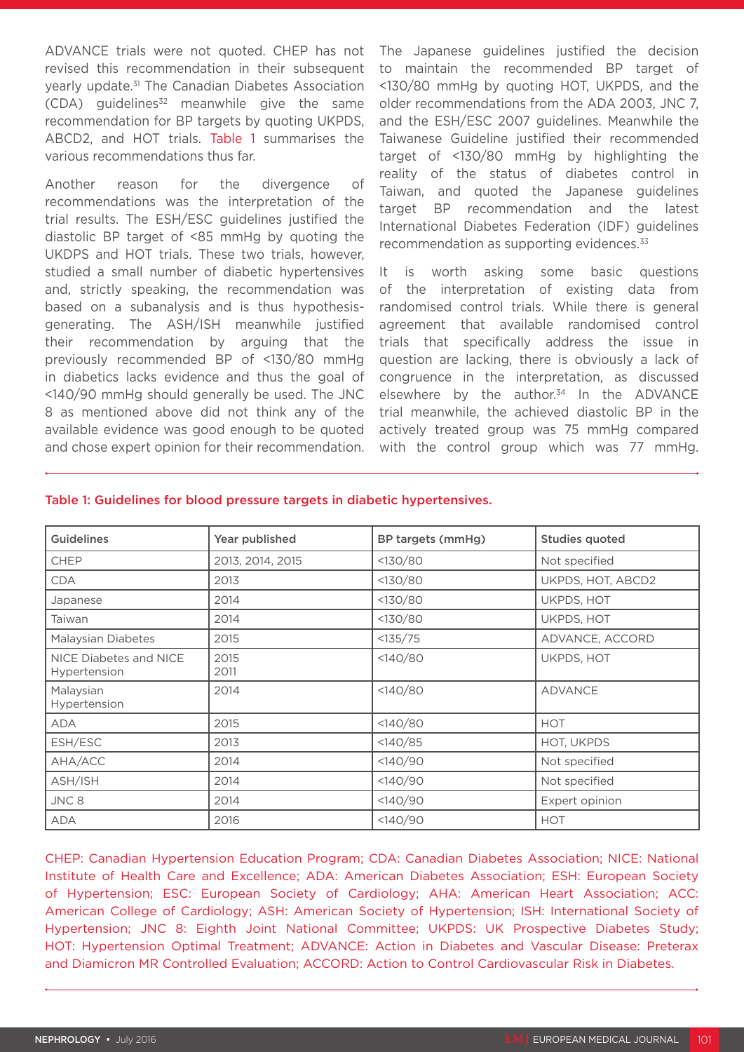ADVANCE trials were not quoted. CHEP has not revised this recommendation in their subsequent yearly update.[31] The Canadian Diabetes Association (CDA) guidelines[32] meanwhile give the same recommendation for BP targets by quoting UKPDS, ABCD2, and HOT trials. Table 1 summarises the various recommendations thus far.

Another reason for the divergence of recommendations was the interpretation of the trial results. The ESH/ESC guidelines justified the diastolic BP target of <85 mmHg by quoting the UKDPS and HOT trials. These two trials, however, studied a small number of diabetic hypertensives and, strictly speaking, the recommendation was based on a subanalysis and is thus hypothesis-generating. The ASH/ISH meanwhile justified their recommendation by arguing that the previously recommended BP of <130/80 mmHg in diabetics lacks evidence and thus the goal of <140/90 mmHg should generally be used. The JNC 8 as mentioned above did not think any of the available evidence was good enough to be quoted and chose expert opinion for their recommendation.

The Japanese guidelines justified the decision to maintain the recommended BP target of <130/80 mmHg by quoting HOT, UKPDS, and the older recommendations from the ADA 2003, JNC 7, and the ESH/ESC 2007 guidelines. Meanwhile the Taiwanese Guideline justified their recommended target of <130/80 mmHg by highlighting the reality of the status of diabetes control in Taiwan, and quoted the Japanese guidelines target BP recommendation and the latest International Diabetes Federation (IDF) guidelines recommendation as supporting evidences.[33]

It is worth asking some basic questions of the interpretation of existing data from randomised control trials. While there is general agreement that available randomised control trials that specifically address the issue in question are lacking, there is obviously a lack of congruence in the interpretation, as discussed elsewhere by the author.[34] In the ADVANCE trial meanwhile, the achieved diastolic BP in the actively treated group was 75 mmHg compared with the control group which was 77 mmHg.

**Table 1: Guidelines for blood pressure targets in diabetic hypertensives.**

| Guidelines | Year published | BP targets (mmHg) | Studies quoted |
|---|---|---|---|
| CHEP | 2013, 2014, 2015 | <130/80 | Not specified |
| CDA | 2013 | <130/80 | UKPDS, HOT, ABCD2 |
| Japanese | 2014 | <130/80 | UKPDS, HOT |
| Taiwan | 2014 | <130/80 | UKPDS, HOT |
| Malaysian Diabetes | 2015 | <135/75 | ADVANCE, ACCORD |
| NICE Diabetes and NICE Hypertension | 2015<br>2011 | <140/80 | UKPDS, HOT |
| Malaysian Hypertension | 2014 | <140/80 | ADVANCE |
| ADA | 2015 | <140/80 | HOT |
| ESH/ESC | 2013 | <140/85 | HOT, UKPDS |
| AHA/ACC | 2014 | <140/90 | Not specified |
| ASH/ISH | 2014 | <140/90 | Not specified |
| JNC 8 | 2014 | <140/90 | Expert opinion |
| ADA | 2016 | <140/90 | HOT |

CHEP: Canadian Hypertension Education Program; CDA: Canadian Diabetes Association; NICE: National Institute of Health Care and Excellence; ADA: American Diabetes Association; ESH: European Society of Hypertension; ESC: European Society of Cardiology; AHA: American Heart Association; ACC: American College of Cardiology; ASH: American Society of Hypertension; ISH: International Society of Hypertension; JNC 8: Eighth Joint National Committee; UKPDS: UK Prospective Diabetes Study; HOT: Hypertension Optimal Treatment; ADVANCE: Action in Diabetes and Vascular Disease: Preterax and Diamicron MR Controlled Evaluation; ACCORD: Action to Control Cardiovascular Risk in Diabetes.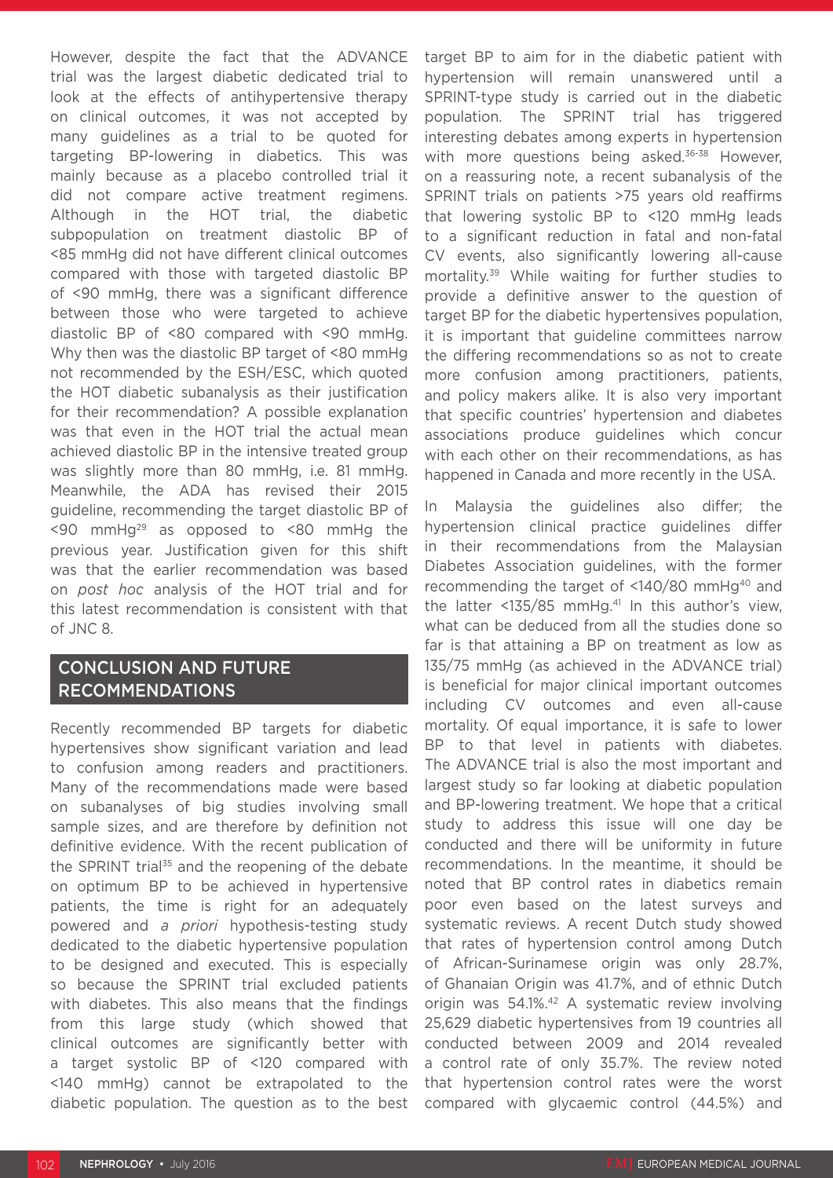However, despite the fact that the ADVANCE trial was the largest diabetic dedicated trial to look at the effects of antihypertensive therapy on clinical outcomes, it was not accepted by many guidelines as a trial to be quoted for targeting BP-lowering in diabetics. This was mainly because as a placebo controlled trial it did not compare active treatment regimens. Although in the HOT trial, the diabetic subpopulation on treatment diastolic BP of <85 mmHg did not have different clinical outcomes compared with those with targeted diastolic BP of <90 mmHg, there was a significant difference between those who were targeted to achieve diastolic BP of <80 compared with <90 mmHg. Why then was the diastolic BP target of <80 mmHg not recommended by the ESH/ESC, which quoted the HOT diabetic subanalysis as their justification for their recommendation? A possible explanation was that even in the HOT trial the actual mean achieved diastolic BP in the intensive treated group was slightly more than 80 mmHg, i.e. 81 mmHg. Meanwhile, the ADA has revised their 2015 guideline, recommending the target diastolic BP of <90 mmHg[29] as opposed to <80 mmHg the previous year. Justification given for this shift was that the earlier recommendation was based on *post hoc* analysis of the HOT trial and for this latest recommendation is consistent with that of JNC 8.

## CONCLUSION AND FUTURE RECOMMENDATIONS

Recently recommended BP targets for diabetic hypertensives show significant variation and lead to confusion among readers and practitioners. Many of the recommendations made were based on subanalyses of big studies involving small sample sizes, and are therefore by definition not definitive evidence. With the recent publication of the SPRINT trial[35] and the reopening of the debate on optimum BP to be achieved in hypertensive patients, the time is right for an adequately powered and *a priori* hypothesis-testing study dedicated to the diabetic hypertensive population to be designed and executed. This is especially so because the SPRINT trial excluded patients with diabetes. This also means that the findings from this large study (which showed that clinical outcomes are significantly better with a target systolic BP of <120 compared with <140 mmHg) cannot be extrapolated to the diabetic population. The question as to the best target BP to aim for in the diabetic patient with hypertension will remain unanswered until a SPRINT-type study is carried out in the diabetic population. The SPRINT trial has triggered interesting debates among experts in hypertension with more questions being asked.[36-38] However, on a reassuring note, a recent subanalysis of the SPRINT trials on patients >75 years old reaffirms that lowering systolic BP to <120 mmHg leads to a significant reduction in fatal and non-fatal CV events, also significantly lowering all-cause mortality.[39] While waiting for further studies to provide a definitive answer to the question of target BP for the diabetic hypertensives population, it is important that guideline committees narrow the differing recommendations so as not to create more confusion among practitioners, patients, and policy makers alike. It is also very important that specific countries' hypertension and diabetes associations produce guidelines which concur with each other on their recommendations, as has happened in Canada and more recently in the USA.

In Malaysia the guidelines also differ; the hypertension clinical practice guidelines differ in their recommendations from the Malaysian Diabetes Association guidelines, with the former recommending the target of <140/80 mmHg[40] and the latter <135/85 mmHg.[41] In this author's view, what can be deduced from all the studies done so far is that attaining a BP on treatment as low as 135/75 mmHg (as achieved in the ADVANCE trial) is beneficial for major clinical important outcomes including CV outcomes and even all-cause mortality. Of equal importance, it is safe to lower BP to that level in patients with diabetes. The ADVANCE trial is also the most important and largest study so far looking at diabetic population and BP-lowering treatment. We hope that a critical study to address this issue will one day be conducted and there will be uniformity in future recommendations. In the meantime, it should be noted that BP control rates in diabetics remain poor even based on the latest surveys and systematic reviews. A recent Dutch study showed that rates of hypertension control among Dutch of African-Surinamese origin was only 28.7%, of Ghanaian Origin was 41.7%, and of ethnic Dutch origin was 54.1%.[42] A systematic review involving 25,629 diabetic hypertensives from 19 countries all conducted between 2009 and 2014 revealed a control rate of only 35.7%. The review noted that hypertension control rates were the worst compared with glycaemic control (44.5%) and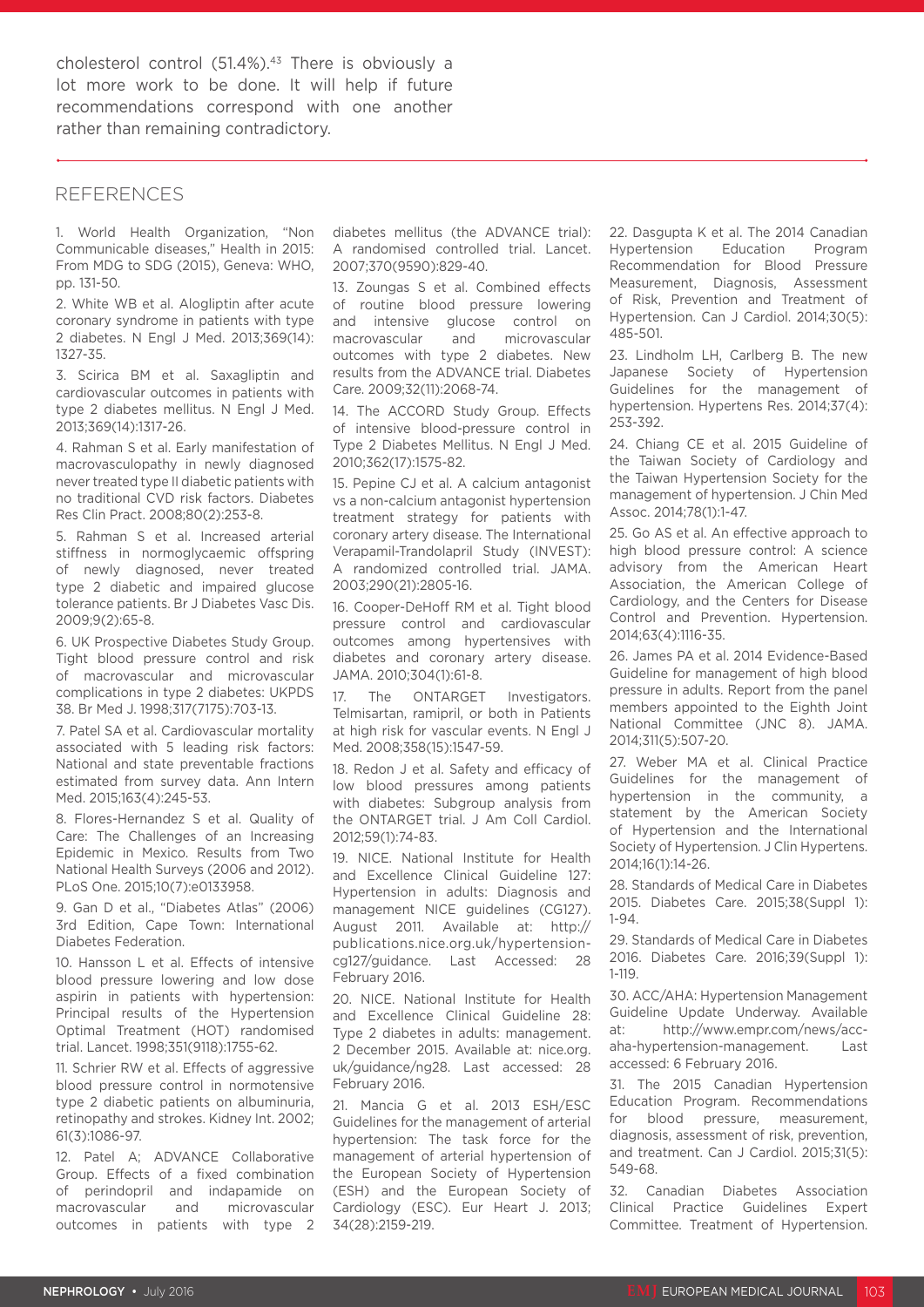cholesterol control (51.4%).[43] There is obviously a lot more work to be done. It will help if future recommendations correspond with one another rather than remaining contradictory.

## REFERENCES

1. World Health Organization, "Non Communicable diseases," Health in 2015: From MDG to SDG (2015), Geneva: WHO, pp. 131-50.

2. White WB et al. Alogliptin after acute coronary syndrome in patients with type 2 diabetes. N Engl J Med. 2013;369(14): 1327-35.

3. Scirica BM et al. Saxagliptin and cardiovascular outcomes in patients with type 2 diabetes mellitus. N Engl J Med. 2013;369(14):1317-26.

4. Rahman S et al. Early manifestation of macrovasculopathy in newly diagnosed never treated type II diabetic patients with no traditional CVD risk factors. Diabetes Res Clin Pract. 2008;80(2):253-8.

5. Rahman S et al. Increased arterial stiffness in normoglycaemic offspring of newly diagnosed, never treated type 2 diabetic and impaired glucose tolerance patients. Br J Diabetes Vasc Dis. 2009;9(2):65-8.

6. UK Prospective Diabetes Study Group. Tight blood pressure control and risk of macrovascular and microvascular complications in type 2 diabetes: UKPDS 38. Br Med J. 1998;317(7175):703-13.

7. Patel SA et al. Cardiovascular mortality associated with 5 leading risk factors: National and state preventable fractions estimated from survey data. Ann Intern Med. 2015;163(4):245-53.

8. Flores-Hernandez S et al. Quality of Care: The Challenges of an Increasing Epidemic in Mexico. Results from Two National Health Surveys (2006 and 2012). PLoS One. 2015;10(7):e0133958.

9. Gan D et al., "Diabetes Atlas" (2006) 3rd Edition, Cape Town: International Diabetes Federation.

10. Hansson L et al. Effects of intensive blood pressure lowering and low dose aspirin in patients with hypertension: Principal results of the Hypertension Optimal Treatment (HOT) randomised trial. Lancet. 1998;351(9118):1755-62.

11. Schrier RW et al. Effects of aggressive blood pressure control in normotensive type 2 diabetic patients on albuminuria, retinopathy and strokes. Kidney Int. 2002; 61(3):1086-97.

12. Patel A; ADVANCE Collaborative Group. Effects of a fixed combination of perindopril and indapamide on macrovascular and microvascular outcomes in patients with type 2 diabetes mellitus (the ADVANCE trial): A randomised controlled trial. Lancet. 2007;370(9590):829-40.

13. Zoungas S et al. Combined effects of routine blood pressure lowering and intensive glucose control on macrovascular and microvascular outcomes with type 2 diabetes. New results from the ADVANCE trial. Diabetes Care. 2009;32(11):2068-74.

14. The ACCORD Study Group. Effects of intensive blood-pressure control in Type 2 Diabetes Mellitus. N Engl J Med. 2010;362(17):1575-82.

15. Pepine CJ et al. A calcium antagonist vs a non-calcium antagonist hypertension treatment strategy for patients with coronary artery disease. The International Verapamil-Trandolapril Study (INVEST): A randomized controlled trial. JAMA. 2003;290(21):2805-16.

16. Cooper-DeHoff RM et al. Tight blood pressure control and cardiovascular outcomes among hypertensives with diabetes and coronary artery disease. JAMA. 2010;304(1):61-8.

17. The ONTARGET Investigators. Telmisartan, ramipril, or both in Patients at high risk for vascular events. N Engl J Med. 2008;358(15):1547-59.

18. Redon J et al. Safety and efficacy of low blood pressures among patients with diabetes: Subgroup analysis from the ONTARGET trial. J Am Coll Cardiol. 2012;59(1):74-83.

19. NICE. National Institute for Health and Excellence Clinical Guideline 127: Hypertension in adults: Diagnosis and management NICE guidelines (CG127). August 2011. Available at: http://publications.nice.org.uk/hypertension-cg127/guidance. Last Accessed: 28 February 2016.

20. NICE. National Institute for Health and Excellence Clinical Guideline 28: Type 2 diabetes in adults: management. 2 December 2015. Available at: nice.org.uk/guidance/ng28. Last accessed: 28 February 2016.

21. Mancia G et al. 2013 ESH/ESC Guidelines for the management of arterial hypertension: The task force for the management of arterial hypertension of the European Society of Hypertension (ESH) and the European Society of Cardiology (ESC). Eur Heart J. 2013; 34(28):2159-219.

22. Dasgupta K et al. The 2014 Canadian Hypertension Education Program Recommendation for Blood Pressure Measurement, Diagnosis, Assessment of Risk, Prevention and Treatment of Hypertension. Can J Cardiol. 2014;30(5): 485-501.

23. Lindholm LH, Carlberg B. The new Japanese Society of Hypertension Guidelines for the management of hypertension. Hypertens Res. 2014;37(4): 253-392.

24. Chiang CE et al. 2015 Guideline of the Taiwan Society of Cardiology and the Taiwan Hypertension Society for the management of hypertension. J Chin Med Assoc. 2014;78(1):1-47.

25. Go AS et al. An effective approach to high blood pressure control: A science advisory from the American Heart Association, the American College of Cardiology, and the Centers for Disease Control and Prevention. Hypertension. 2014;63(4):1116-35.

26. James PA et al. 2014 Evidence-Based Guideline for management of high blood pressure in adults. Report from the panel members appointed to the Eighth Joint National Committee (JNC 8). JAMA. 2014;311(5):507-20.

27. Weber MA et al. Clinical Practice Guidelines for the management of hypertension in the community, a statement by the American Society of Hypertension and the International Society of Hypertension. J Clin Hypertens. 2014;16(1):14-26.

28. Standards of Medical Care in Diabetes 2015. Diabetes Care. 2015;38(Suppl 1): 1-94.

29. Standards of Medical Care in Diabetes 2016. Diabetes Care. 2016;39(Suppl 1): 1-119.

30. ACC/AHA: Hypertension Management Guideline Update Underway. Available at: http://www.empr.com/news/acc-aha-hypertension-management. Last accessed: 6 February 2016.

31. The 2015 Canadian Hypertension Education Program. Recommendations for blood pressure, measurement, diagnosis, assessment of risk, prevention, and treatment. Can J Cardiol. 2015;31(5): 549-68.

32. Canadian Diabetes Association Clinical Practice Guidelines Expert Committee. Treatment of Hypertension.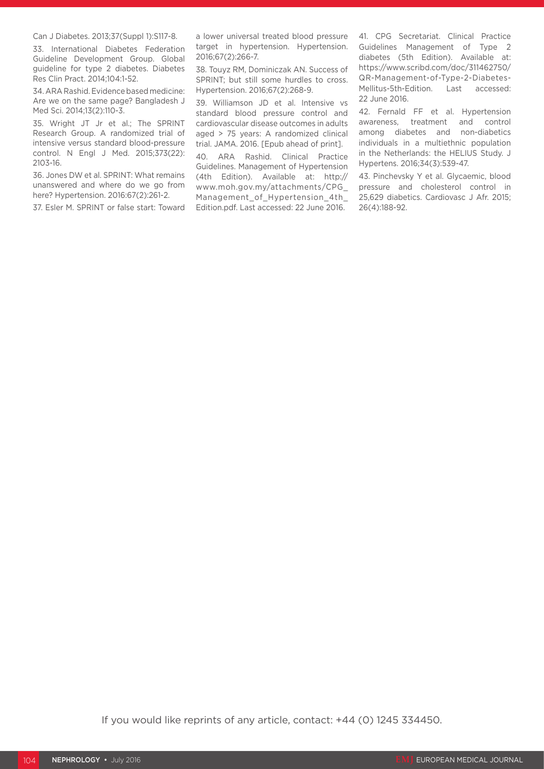Can J Diabetes. 2013;37(Suppl 1):S117-8.

33. International Diabetes Federation Guideline Development Group. Global guideline for type 2 diabetes. Diabetes Res Clin Pract. 2014;104:1-52.

34. ARA Rashid. Evidence based medicine: Are we on the same page? Bangladesh J Med Sci. 2014;13(2):110-3.

35. Wright JT Jr et al.; The SPRINT Research Group. A randomized trial of intensive versus standard blood-pressure control. N Engl J Med. 2015;373(22): 2103-16.

36. Jones DW et al. SPRINT: What remains unanswered and where do we go from here? Hypertension. 2016:67(2):261-2.

37. Esler M. SPRINT or false start: Toward a lower universal treated blood pressure target in hypertension. Hypertension. 2016;67(2):266-7.

38. Touyz RM, Dominiczak AN. Success of SPRINT; but still some hurdles to cross. Hypertension. 2016;67(2):268-9.

39. Williamson JD et al. Intensive vs standard blood pressure control and cardiovascular disease outcomes in adults aged > 75 years: A randomized clinical trial. JAMA. 2016. [Epub ahead of print].

40. ARA Rashid. Clinical Practice Guidelines. Management of Hypertension (4th Edition). Available at: http://www.moh.gov.my/attachments/CPG_Management_of_Hypertension_4th_Edition.pdf. Last accessed: 22 June 2016.

41. CPG Secretariat. Clinical Practice Guidelines Management of Type 2 diabetes (5th Edition). Available at: https://www.scribd.com/doc/311462750/QR-Management-of-Type-2-Diabetes-Mellitus-5th-Edition. Last accessed: 22 June 2016.

42. Fernald FF et al. Hypertension awareness, treatment and control among diabetes and non-diabetics individuals in a multiethnic population in the Netherlands: the HELIUS Study. J Hypertens. 2016;34(3):539-47.

43. Pinchevsky Y et al. Glycaemic, blood pressure and cholesterol control in 25,629 diabetics. Cardiovasc J Afr. 2015; 26(4):188-92.

If you would like reprints of any article, contact: +44 (0) 1245 334450.